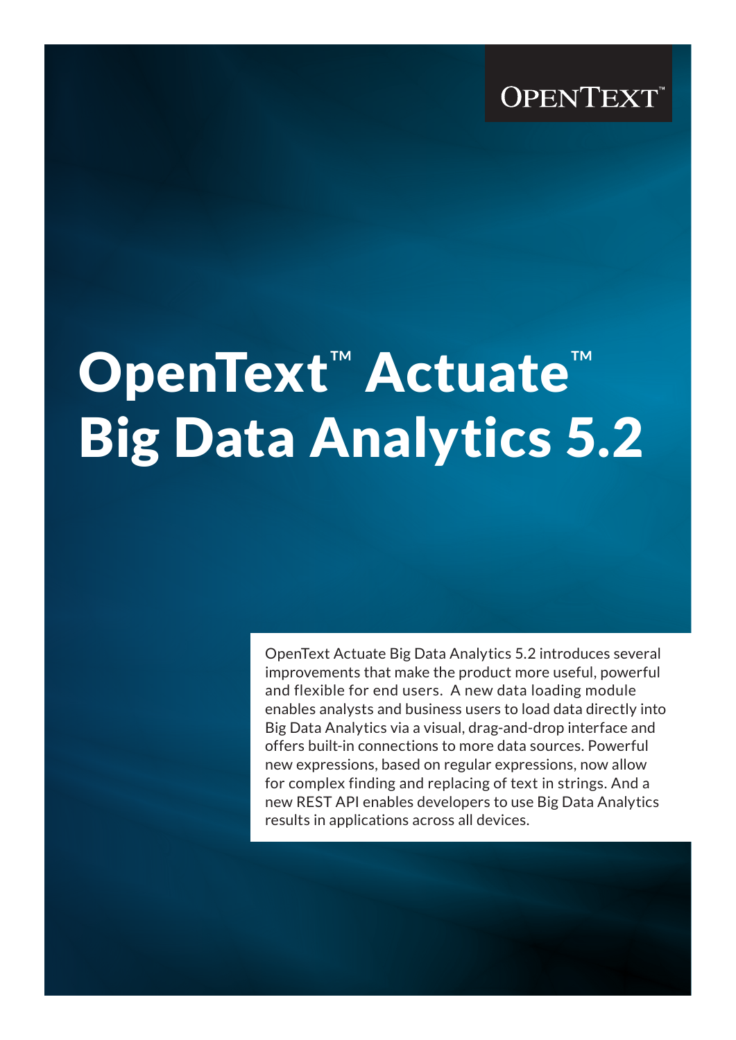OPENTEXT™

# OpenText™ Actuate™ Big Data Analytics 5.2

OpenText Actuate Big Data Analytics 5.2 introduces several improvements that make the product more useful, powerful and flexible for end users. A new data loading module enables analysts and business users to load data directly into Big Data Analytics via a visual, drag-and-drop interface and offers built-in connections to more data sources. Powerful new expressions, based on regular expressions, now allow for complex finding and replacing of text in strings. And a new REST API enables developers to use Big Data Analytics results in applications across all devices.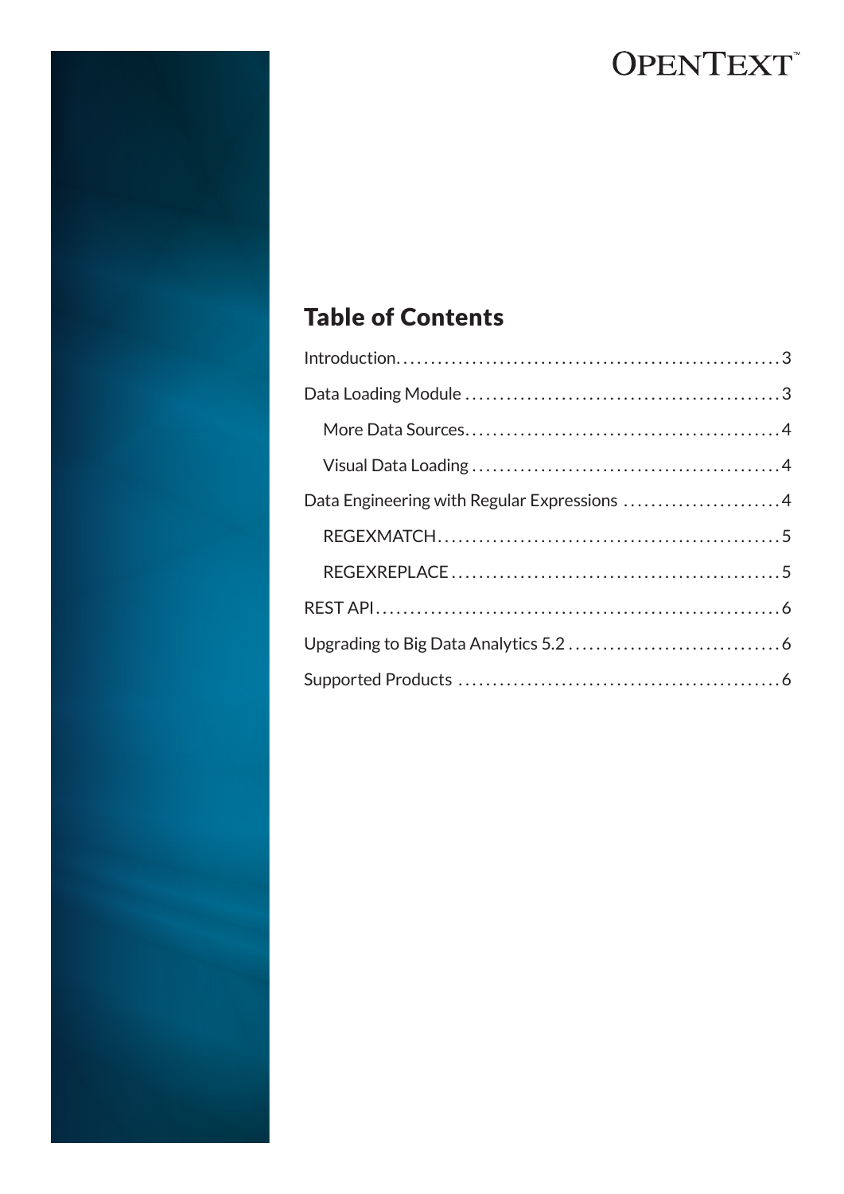## Table of Contents

- Introduction.......................................................3
- Data Loading Module.............................................3
  - More Data Sources............................................4
  - Visual Data Loading...........................................4
- Data Engineering with Regular Expressions.......................4
  - REGEXMATCH.................................................5
  - REGEXREPLACE...............................................5
- REST API...........................................................6
- Upgrading to Big Data Analytics 5.2...............................6
- Supported Products...............................................6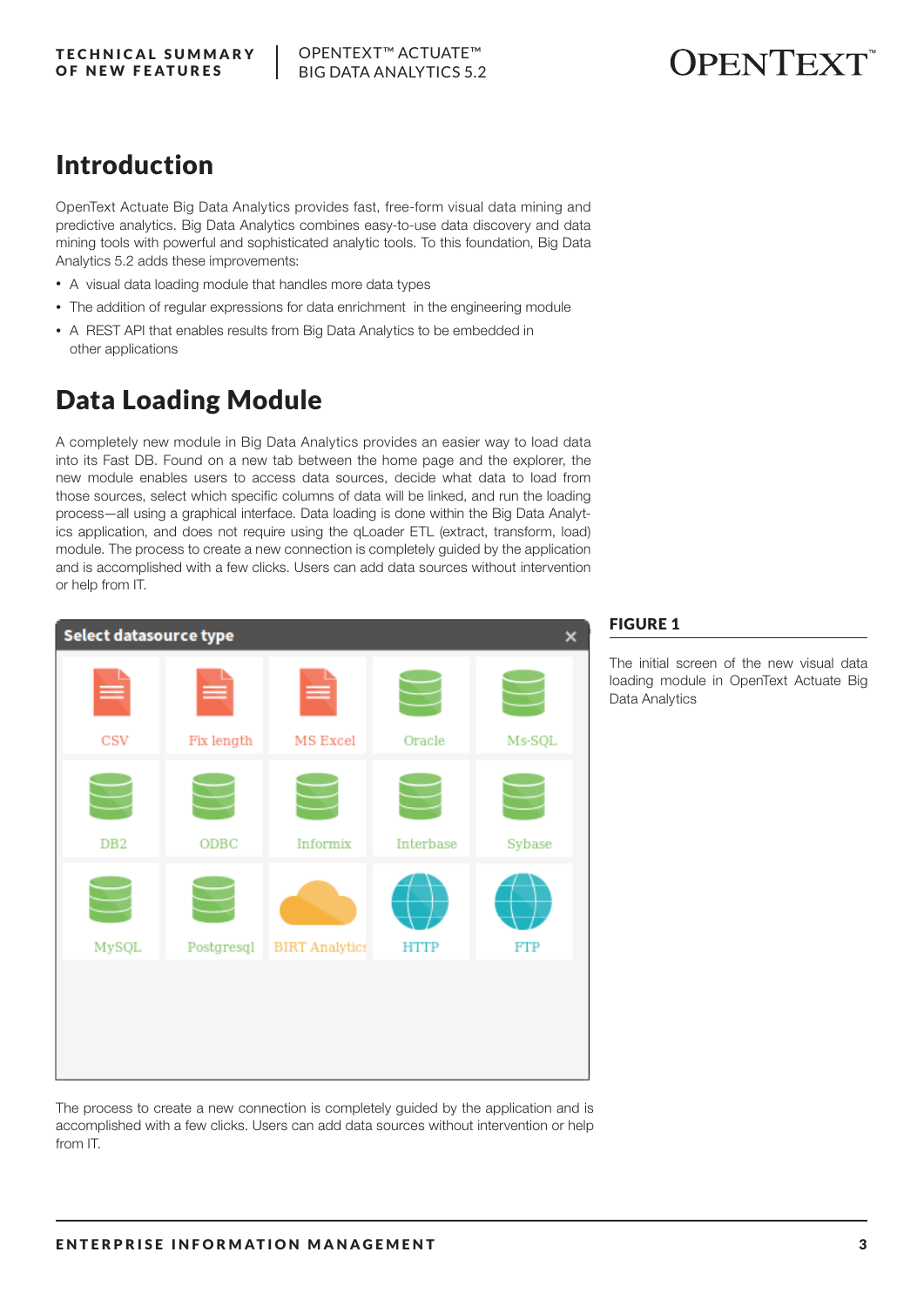# Introduction

OpenText Actuate Big Data Analytics provides fast, free-form visual data mining and predictive analytics. Big Data Analytics combines easy-to-use data discovery and data mining tools with powerful and sophisticated analytic tools. To this foundation, Big Data Analytics 5.2 adds these improvements:

- A visual data loading module that handles more data types
- The addition of regular expressions for data enrichment in the engineering module
- A REST API that enables results from Big Data Analytics to be embedded in other applications

# Data Loading Module

A completely new module in Big Data Analytics provides an easier way to load data into its Fast DB. Found on a new tab between the home page and the explorer, the new module enables users to access data sources, decide what data to load from those sources, select which specific columns of data will be linked, and run the loading process—all using a graphical interface. Data loading is done within the Big Data Analytics application, and does not require using the qLoader ETL (extract, transform, load) module. The process to create a new connection is completely guided by the application and is accomplished with a few clicks. Users can add data sources without intervention or help from IT.

Select datasource type

CSV, Fix length, MS Excel, Oracle, Ms-SQL, DB2, ODBC, Informix, Interbase, Sybase, MySQL, Postgresql, BIRT Analytics, HTTP, FTP

**FIGURE 1**

The initial screen of the new visual data loading module in OpenText Actuate Big Data Analytics

The process to create a new connection is completely guided by the application and is accomplished with a few clicks. Users can add data sources without intervention or help from IT.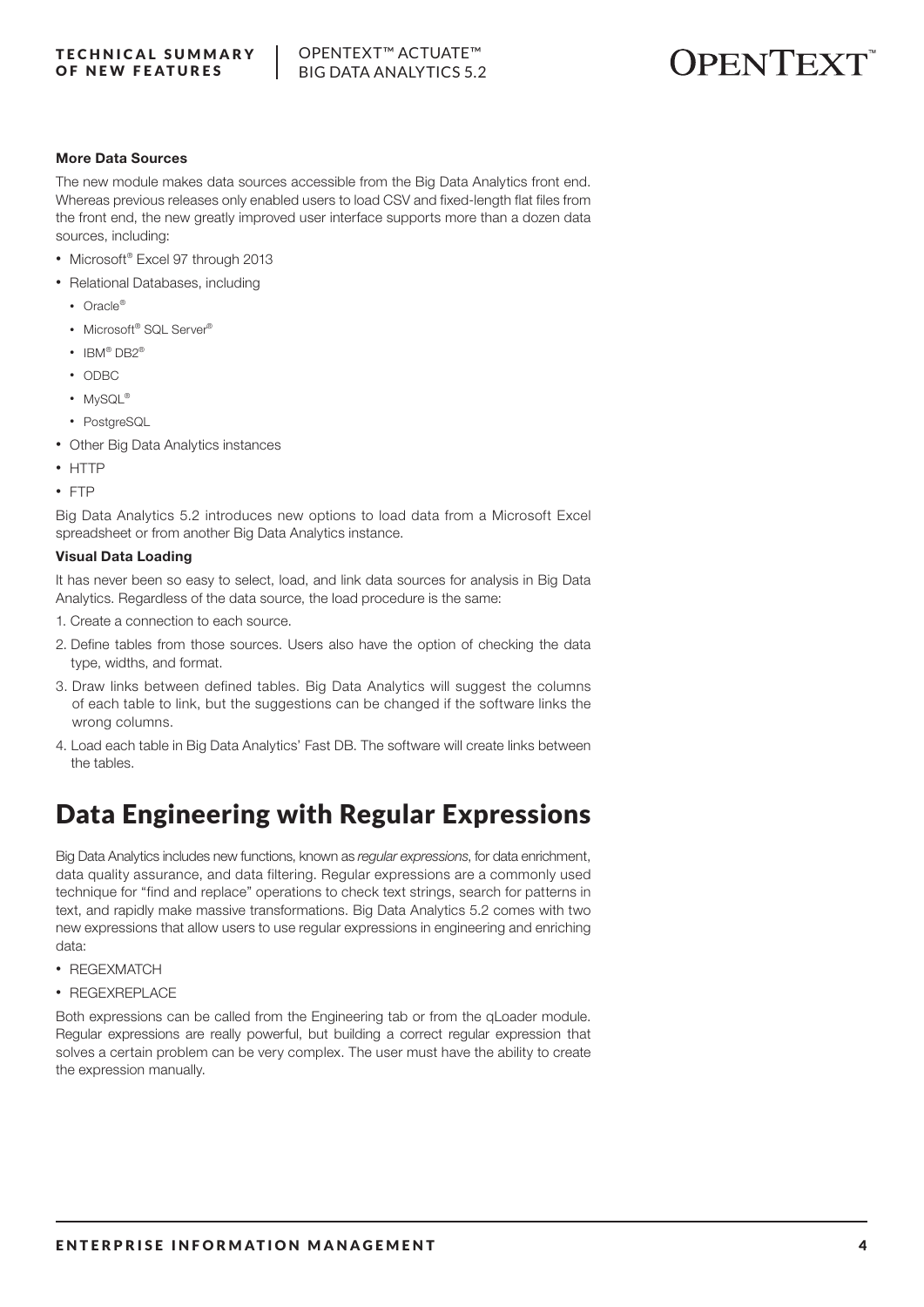### More Data Sources

The new module makes data sources accessible from the Big Data Analytics front end. Whereas previous releases only enabled users to load CSV and fixed-length flat files from the front end, the new greatly improved user interface supports more than a dozen data sources, including:

- Microsoft® Excel 97 through 2013
- Relational Databases, including
  - Oracle®
  - Microsoft® SQL Server®
  - IBM® DB2®
  - ODBC
  - MySQL®
  - PostgreSQL
- Other Big Data Analytics instances
- HTTP
- FTP

Big Data Analytics 5.2 introduces new options to load data from a Microsoft Excel spreadsheet or from another Big Data Analytics instance.

### Visual Data Loading

It has never been so easy to select, load, and link data sources for analysis in Big Data Analytics. Regardless of the data source, the load procedure is the same:

1. Create a connection to each source.
2. Define tables from those sources. Users also have the option of checking the data type, widths, and format.
3. Draw links between defined tables. Big Data Analytics will suggest the columns of each table to link, but the suggestions can be changed if the software links the wrong columns.
4. Load each table in Big Data Analytics' Fast DB. The software will create links between the tables.

## Data Engineering with Regular Expressions

Big Data Analytics includes new functions, known as *regular expressions*, for data enrichment, data quality assurance, and data filtering. Regular expressions are a commonly used technique for "find and replace" operations to check text strings, search for patterns in text, and rapidly make massive transformations. Big Data Analytics 5.2 comes with two new expressions that allow users to use regular expressions in engineering and enriching data:

- REGEXMATCH
- REGEXREPLACE

Both expressions can be called from the Engineering tab or from the qLoader module. Regular expressions are really powerful, but building a correct regular expression that solves a certain problem can be very complex. The user must have the ability to create the expression manually.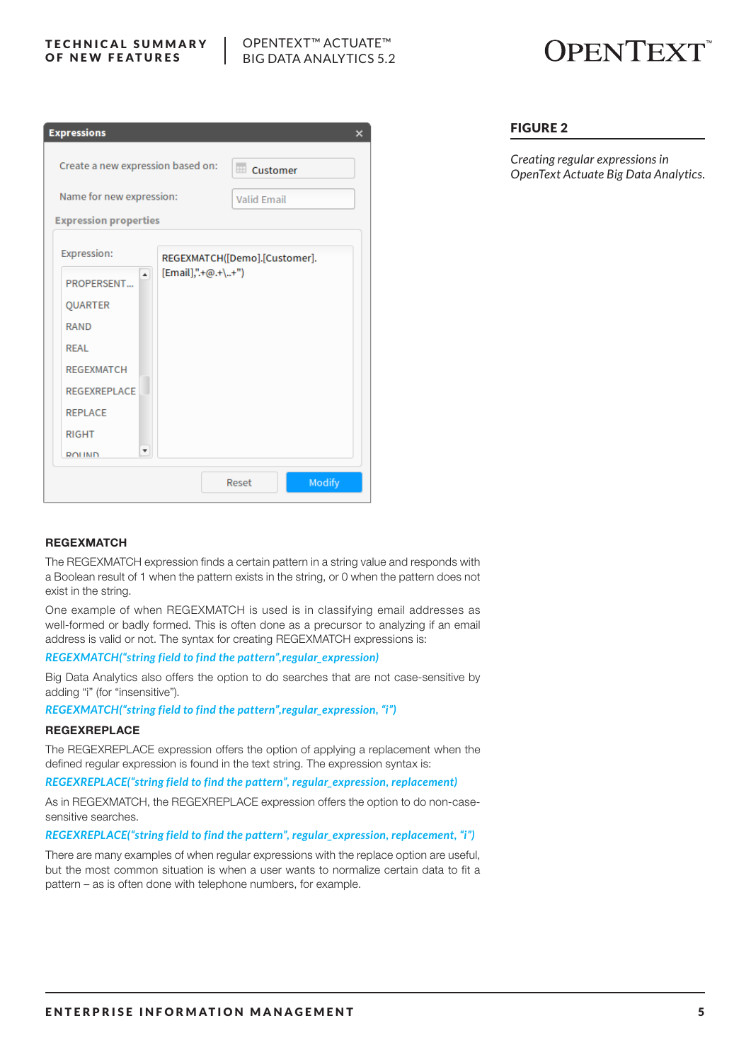**FIGURE 2**

*Creating regular expressions in OpenText Actuate Big Data Analytics.*

### REGEXMATCH

The REGEXMATCH expression finds a certain pattern in a string value and responds with a Boolean result of 1 when the pattern exists in the string, or 0 when the pattern does not exist in the string.

One example of when REGEXMATCH is used is in classifying email addresses as well-formed or badly formed. This is often done as a precursor to analyzing if an email address is valid or not. The syntax for creating REGEXMATCH expressions is:

*REGEXMATCH("string field to find the pattern",regular_expression)*

Big Data Analytics also offers the option to do searches that are not case-sensitive by adding "i" (for "insensitive").

*REGEXMATCH("string field to find the pattern",regular_expression, "i")*

### REGEXREPLACE

The REGEXREPLACE expression offers the option of applying a replacement when the defined regular expression is found in the text string. The expression syntax is:

*REGEXREPLACE("string field to find the pattern", regular_expression, replacement)*

As in REGEXMATCH, the REGEXREPLACE expression offers the option to do non-case-sensitive searches.

*REGEXREPLACE("string field to find the pattern", regular_expression, replacement, "i")*

There are many examples of when regular expressions with the replace option are useful, but the most common situation is when a user wants to normalize certain data to fit a pattern – as is often done with telephone numbers, for example.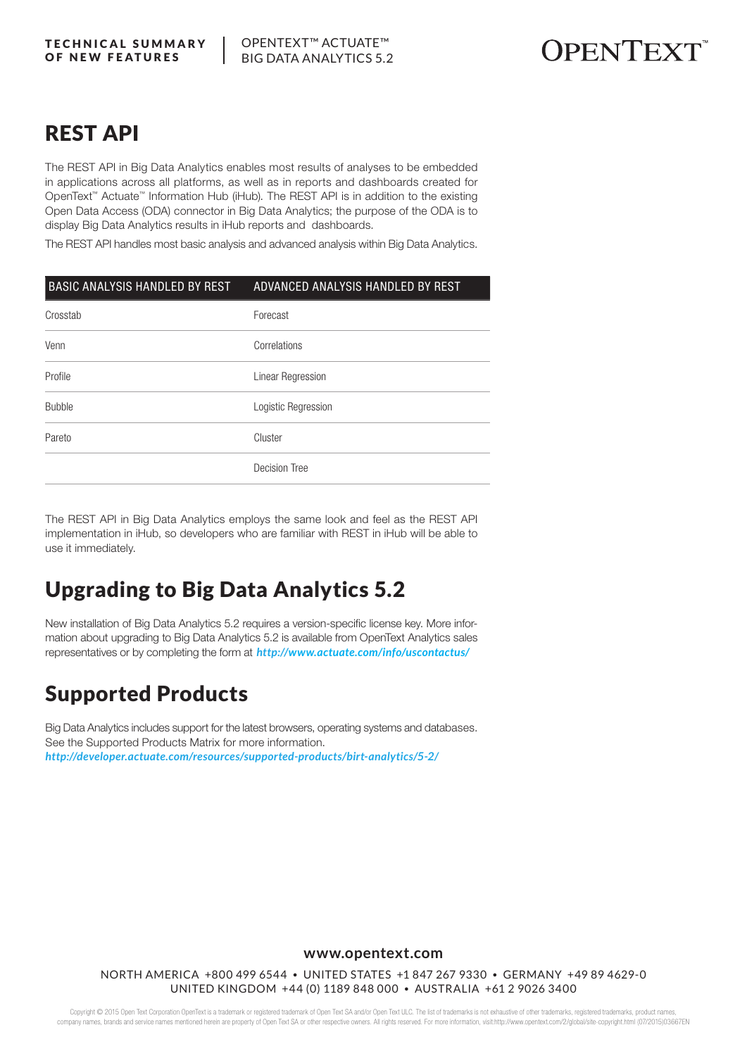# REST API

The REST API in Big Data Analytics enables most results of analyses to be embedded in applications across all platforms, as well as in reports and dashboards created for OpenText™ Actuate™ Information Hub (iHub). The REST API is in addition to the existing Open Data Access (ODA) connector in Big Data Analytics; the purpose of the ODA is to display Big Data Analytics results in iHub reports and dashboards.

The REST API handles most basic analysis and advanced analysis within Big Data Analytics.

| BASIC ANALYSIS HANDLED BY REST | ADVANCED ANALYSIS HANDLED BY REST |
|---|---|
| Crosstab | Forecast |
| Venn | Correlations |
| Profile | Linear Regression |
| Bubble | Logistic Regression |
| Pareto | Cluster |
| | Decision Tree |

The REST API in Big Data Analytics employs the same look and feel as the REST API implementation in iHub, so developers who are familiar with REST in iHub will be able to use it immediately.

# Upgrading to Big Data Analytics 5.2

New installation of Big Data Analytics 5.2 requires a version-specific license key. More information about upgrading to Big Data Analytics 5.2 is available from OpenText Analytics sales representatives or by completing the form at ***http://www.actuate.com/info/uscontactus/***

# Supported Products

Big Data Analytics includes support for the latest browsers, operating systems and databases. See the Supported Products Matrix for more information.
***http://developer.actuate.com/resources/supported-products/birt-analytics/5-2/***

**www.opentext.com**

NORTH AMERICA +800 499 6544 • UNITED STATES +1 847 267 9330 • GERMANY +49 89 4629-0
UNITED KINGDOM +44 (0) 1189 848 000 • AUSTRALIA +61 2 9026 3400

Copyright © 2015 Open Text Corporation OpenText is a trademark or registered trademark of Open Text SA and/or Open Text ULC. The list of trademarks is not exhaustive of other trademarks, registered trademarks, product names, company names, brands and service names mentioned herein are property of Open Text SA or other respective owners. All rights reserved. For more information, visit:http://www.opentext.com/2/global/site-copyright.html (07/2015)03667EN